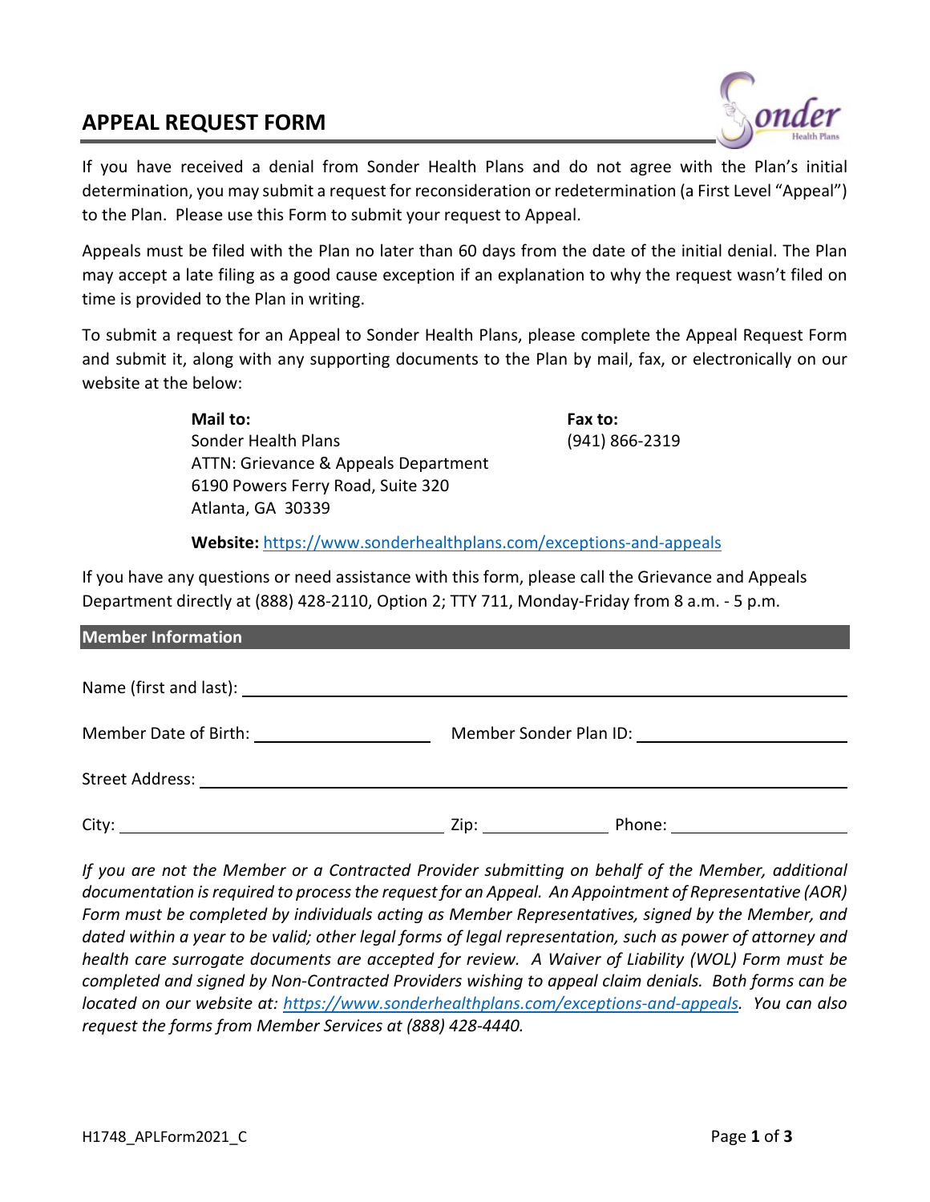# APPEAL REQUEST FORM

If you have received a denial from Sonder Health Plans and do not agree with the Plan's initial determination, you may submit a request for reconsideration or redetermination (a First Level "Appeal") to the Plan. Please use this Form to submit your request to Appeal.

Appeals must be filed with the Plan no later than 60 days from the date of the initial denial. The Plan may accept a late filing as a good cause exception if an explanation to why the request wasn't filed on time is provided to the Plan in writing.

To submit a request for an Appeal to Sonder Health Plans, please complete the Appeal Request Form and submit it, along with any supporting documents to the Plan by mail, fax, or electronically on our website at the below:

**Mail to:**
Sonder Health Plans
ATTN: Grievance & Appeals Department
6190 Powers Ferry Road, Suite 320
Atlanta, GA 30339

**Fax to:**
(941) 866-2319

**Website:** https://www.sonderhealthplans.com/exceptions-and-appeals

If you have any questions or need assistance with this form, please call the Grievance and Appeals Department directly at (888) 428-2110, Option 2; TTY 711, Monday-Friday from 8 a.m. - 5 p.m.

## Member Information

Name (first and last): ____________________

Member Date of Birth: ____________________ Member Sonder Plan ID: ____________________

Street Address: ____________________

City: ____________________ Zip: ____________ Phone: ____________________

*If you are not the Member or a Contracted Provider submitting on behalf of the Member, additional documentation is required to process the request for an Appeal. An Appointment of Representative (AOR) Form must be completed by individuals acting as Member Representatives, signed by the Member, and dated within a year to be valid; other legal forms of legal representation, such as power of attorney and health care surrogate documents are accepted for review. A Waiver of Liability (WOL) Form must be completed and signed by Non-Contracted Providers wishing to appeal claim denials. Both forms can be located on our website at: https://www.sonderhealthplans.com/exceptions-and-appeals. You can also request the forms from Member Services at (888) 428-4440.*

H1748_APLForm2021_C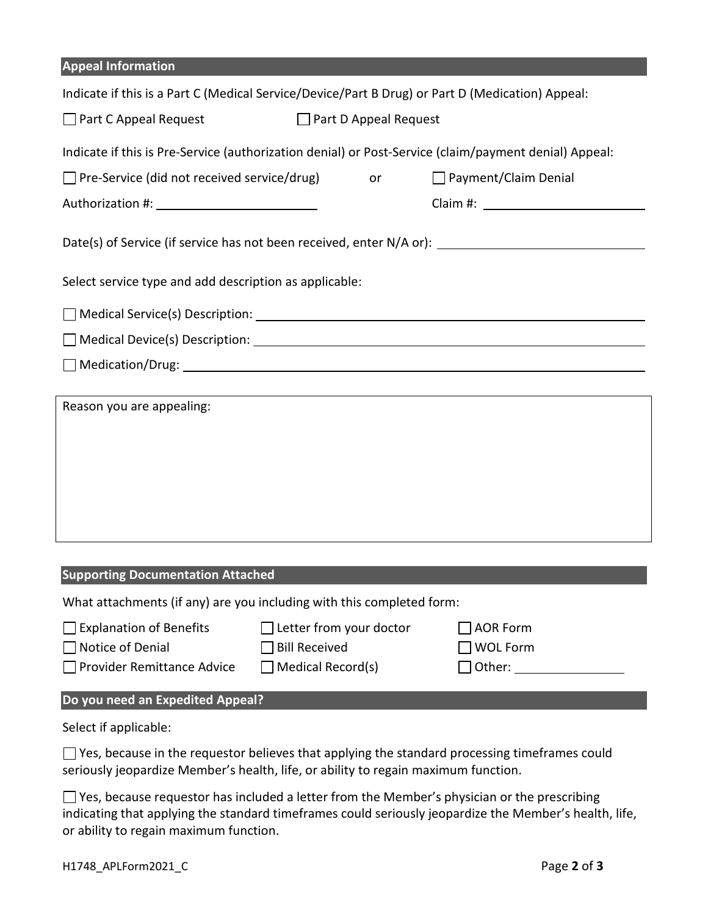## Appeal Information

Indicate if this is a Part C (Medical Service/Device/Part B Drug) or Part D (Medication) Appeal:

☐ Part C Appeal Request ☐ Part D Appeal Request

Indicate if this is Pre-Service (authorization denial) or Post-Service (claim/payment denial) Appeal:

☐ Pre-Service (did not received service/drug) or ☐ Payment/Claim Denial

Authorization #: ______________________ Claim #: ______________________

Date(s) of Service (if service has not been received, enter N/A or): ______________________

Select service type and add description as applicable:

☐ Medical Service(s) Description: ______________________

☐ Medical Device(s) Description: ______________________

☐ Medication/Drug: ______________________

Reason you are appealing:

## Supporting Documentation Attached

What attachments (if any) are you including with this completed form:

| | | |
|---|---|---|
| ☐ Explanation of Benefits | ☐ Letter from your doctor | ☐ AOR Form |
| ☐ Notice of Denial | ☐ Bill Received | ☐ WOL Form |
| ☐ Provider Remittance Advice | ☐ Medical Record(s) | ☐ Other: ______________ |

## Do you need an Expedited Appeal?

Select if applicable:

☐ Yes, because in the requestor believes that applying the standard processing timeframes could seriously jeopardize Member's health, life, or ability to regain maximum function.

☐ Yes, because requestor has included a letter from the Member's physician or the prescribing indicating that applying the standard timeframes could seriously jeopardize the Member's health, life, or ability to regain maximum function.

H1748_APLForm2021_C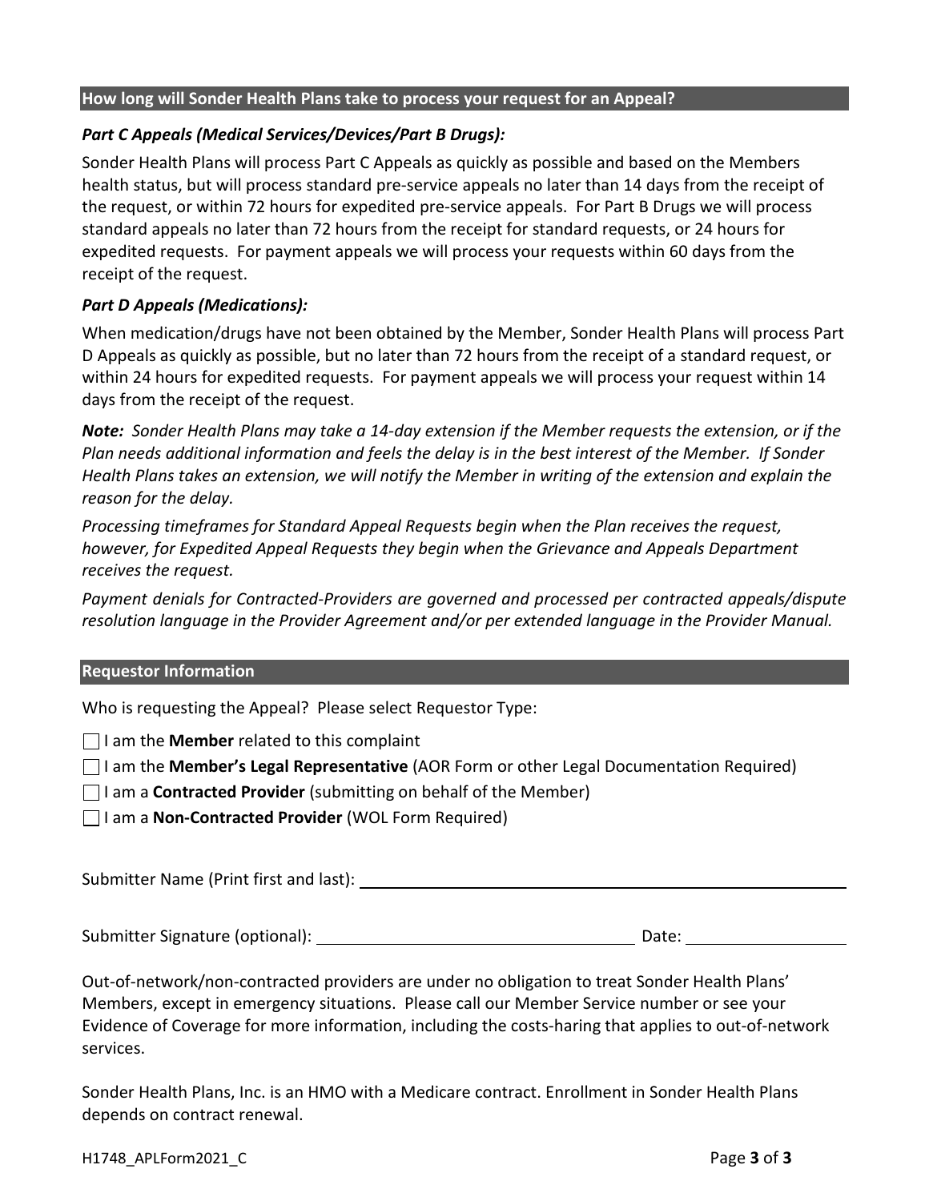## How long will Sonder Health Plans take to process your request for an Appeal?

***Part C Appeals (Medical Services/Devices/Part B Drugs):***

Sonder Health Plans will process Part C Appeals as quickly as possible and based on the Members health status, but will process standard pre-service appeals no later than 14 days from the receipt of the request, or within 72 hours for expedited pre-service appeals. For Part B Drugs we will process standard appeals no later than 72 hours from the receipt for standard requests, or 24 hours for expedited requests. For payment appeals we will process your requests within 60 days from the receipt of the request.

***Part D Appeals (Medications):***

When medication/drugs have not been obtained by the Member, Sonder Health Plans will process Part D Appeals as quickly as possible, but no later than 72 hours from the receipt of a standard request, or within 24 hours for expedited requests. For payment appeals we will process your request within 14 days from the receipt of the request.

***Note:*** *Sonder Health Plans may take a 14-day extension if the Member requests the extension, or if the Plan needs additional information and feels the delay is in the best interest of the Member. If Sonder Health Plans takes an extension, we will notify the Member in writing of the extension and explain the reason for the delay.*

*Processing timeframes for Standard Appeal Requests begin when the Plan receives the request, however, for Expedited Appeal Requests they begin when the Grievance and Appeals Department receives the request.*

*Payment denials for Contracted-Providers are governed and processed per contracted appeals/dispute resolution language in the Provider Agreement and/or per extended language in the Provider Manual.*

## Requestor Information

Who is requesting the Appeal? Please select Requestor Type:

- ☐ I am the **Member** related to this complaint
- ☐ I am the **Member's Legal Representative** (AOR Form or other Legal Documentation Required)
- ☐ I am a **Contracted Provider** (submitting on behalf of the Member)
- ☐ I am a **Non-Contracted Provider** (WOL Form Required)

Submitter Name (Print first and last): ______________________________

Submitter Signature (optional): ______________________________ Date: ______________

Out-of-network/non-contracted providers are under no obligation to treat Sonder Health Plans' Members, except in emergency situations. Please call our Member Service number or see your Evidence of Coverage for more information, including the costs-haring that applies to out-of-network services.

Sonder Health Plans, Inc. is an HMO with a Medicare contract. Enrollment in Sonder Health Plans depends on contract renewal.

H1748_APLForm2021_C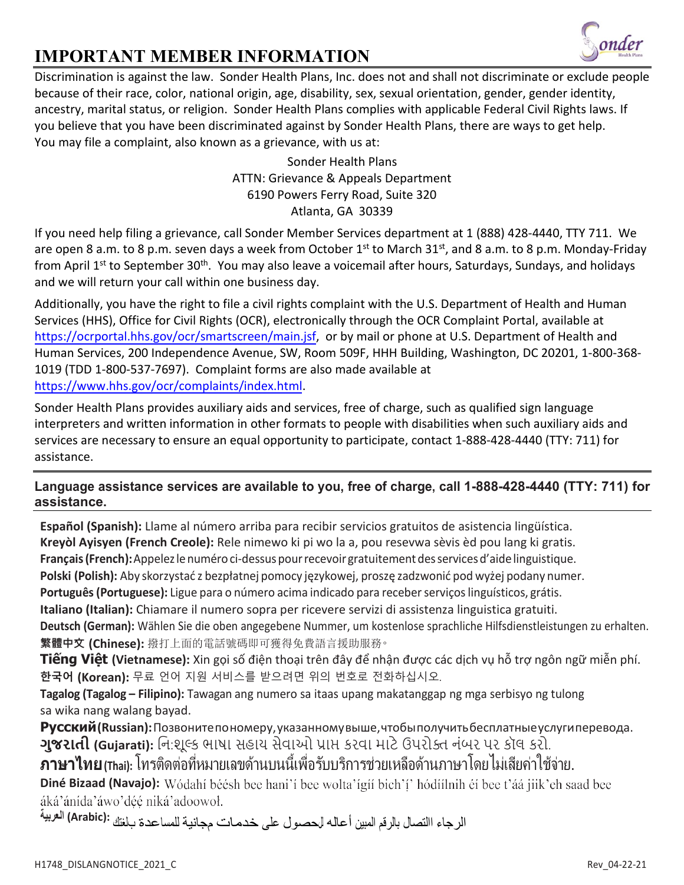# IMPORTANT MEMBER INFORMATION

Discrimination is against the law. Sonder Health Plans, Inc. does not and shall not discriminate or exclude people because of their race, color, national origin, age, disability, sex, sexual orientation, gender, gender identity, ancestry, marital status, or religion. Sonder Health Plans complies with applicable Federal Civil Rights laws. If you believe that you have been discriminated against by Sonder Health Plans, there are ways to get help. You may file a complaint, also known as a grievance, with us at:

Sonder Health Plans
ATTN: Grievance & Appeals Department
6190 Powers Ferry Road, Suite 320
Atlanta, GA 30339

If you need help filing a grievance, call Sonder Member Services department at 1 (888) 428-4440, TTY 711. We are open 8 a.m. to 8 p.m. seven days a week from October 1st to March 31st, and 8 a.m. to 8 p.m. Monday-Friday from April 1st to September 30th. You may also leave a voicemail after hours, Saturdays, Sundays, and holidays and we will return your call within one business day.

Additionally, you have the right to file a civil rights complaint with the U.S. Department of Health and Human Services (HHS), Office for Civil Rights (OCR), electronically through the OCR Complaint Portal, available at https://ocrportal.hhs.gov/ocr/smartscreen/main.jsf, or by mail or phone at U.S. Department of Health and Human Services, 200 Independence Avenue, SW, Room 509F, HHH Building, Washington, DC 20201, 1-800-368-1019 (TDD 1-800-537-7697). Complaint forms are also made available at https://www.hhs.gov/ocr/complaints/index.html.

Sonder Health Plans provides auxiliary aids and services, free of charge, such as qualified sign language interpreters and written information in other formats to people with disabilities when such auxiliary aids and services are necessary to ensure an equal opportunity to participate, contact 1-888-428-4440 (TTY: 711) for assistance.

**Language assistance services are available to you, free of charge, call 1-888-428-4440 (TTY: 711) for assistance.**

**Español (Spanish):** Llame al número arriba para recibir servicios gratuitos de asistencia lingüística.
**Kreyòl Ayisyen (French Creole):** Rele nimewo ki pi wo la a, pou resevwa sèvis èd pou lang ki gratis.
**Français (French):** Appelez le numéro ci-dessus pour recevoir gratuitement des services d'aide linguistique.
**Polski (Polish):** Aby skorzystać z bezpłatnej pomocy językowej, proszę zadzwonić pod wyżej podany numer.
**Português (Portuguese):** Ligue para o número acima indicado para receber serviços linguísticos, grátis.
**Italiano (Italian):** Chiamare il numero sopra per ricevere servizi di assistenza linguistica gratuiti.
**Deutsch (German):** Wählen Sie die oben angegebene Nummer, um kostenlose sprachliche Hilfsdienstleistungen zu erhalten.
**繁體中文 (Chinese):** 撥打上面的電話號碼即可獲得免費語言援助服務。
**Tiếng Việt (Vietnamese):** Xin gọi số điện thoại trên đây để nhận được các dịch vụ hỗ trợ ngôn ngữ miễn phí.
**한국어 (Korean):** 무료 언어 지원 서비스를 받으려면 위의 번호로 전화하십시오.
**Tagalog (Tagalog – Filipino):** Tawagan ang numero sa itaas upang makatanggap ng mga serbisyo ng tulong sa wika nang walang bayad.
**Русский (Russian):** Позвоните по номеру, указанному выше, чтобы получить бесплатные услуги перевода.
**ગુજરાતી (Gujarati):** નિ:શુલ્ક ભાષા સહાય સેવાઓ પ્રાપ્ત કરવા માટે ઉપરોક્ત નંબર પર કૉલ કરો.
**ภาษาไทย (Thai):** โทรติดต่อที่หมายเลขด้านบนนี้เพื่อรับบริการช่วยเหลือด้านภาษาโดยไม่เสียค่าใช้จ่าย.
**Diné Bizaad (Navajo):** Wódahí béésh bee hani'í bee wolta'ígíí bich'į' hódíílnih éí bee t'áá jiik'eh saad bee áká'ánída'áwo'déé niká'adoowoł.
**العربية (Arabic):** الرجاء الاتصال بالرقم المبين أعلاه للحصول على خدمات مجانية للمساعدة بلغتك

H1748_DISLANGNOTICE_2021_C Rev_04-22-21